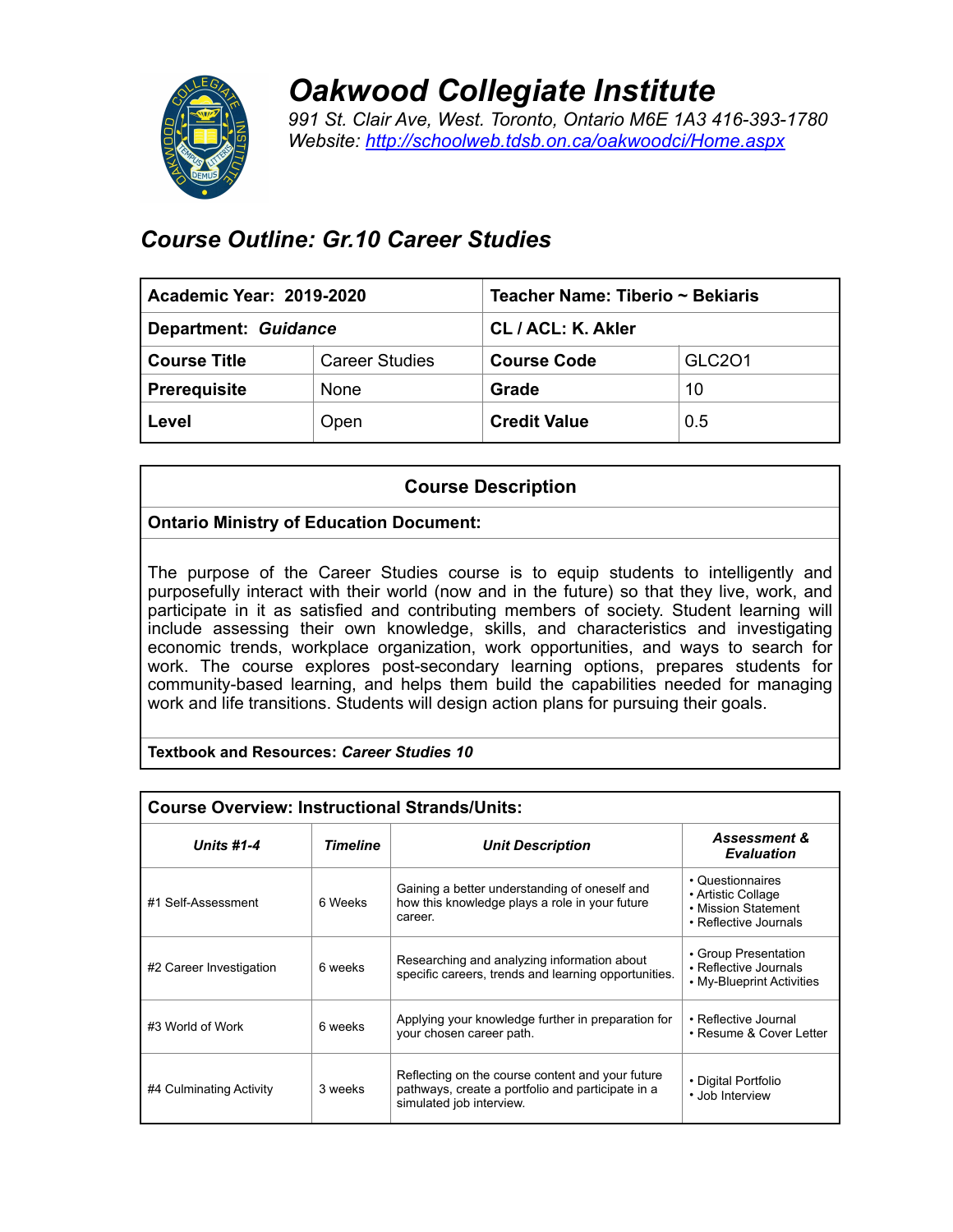# *Oakwood Collegiate Institute*

*991 St. Clair Ave, West. Toronto, Ontario M6E 1A3 416-393-1780*
*Website: http://schoolweb.tdsb.on.ca/oakwoodci/Home.aspx*

## *Course Outline: Gr.10 Career Studies*

| **Academic Year: 2019-2020** | | **Teacher Name: Tiberio ~ Bekiaris** | |
|---|---|---|---|
| **Department:** ***Guidance*** | | **CL / ACL: K. Akler** | |
| **Course Title** | Career Studies | **Course Code** | GLC2O1 |
| **Prerequisite** | None | **Grade** | 10 |
| **Level** | Open | **Credit Value** | 0.5 |

| **Course Description** |
|---|
| **Ontario Ministry of Education Document:** |
| The purpose of the Career Studies course is to equip students to intelligently and purposefully interact with their world (now and in the future) so that they live, work, and participate in it as satisfied and contributing members of society. Student learning will include assessing their own knowledge, skills, and characteristics and investigating economic trends, workplace organization, work opportunities, and ways to search for work. The course explores post-secondary learning options, prepares students for community-based learning, and helps them build the capabilities needed for managing work and life transitions. Students will design action plans for pursuing their goals. |
| **Textbook and Resources:** ***Career Studies 10*** |

**Course Overview: Instructional Strands/Units:**

| ***Units #1-4*** | ***Timeline*** | ***Unit Description*** | ***Assessment & Evaluation*** |
|---|---|---|---|
| #1 Self-Assessment | 6 Weeks | Gaining a better understanding of oneself and how this knowledge plays a role in your future career. | • Questionnaires<br>• Artistic Collage<br>• Mission Statement<br>• Reflective Journals |
| #2 Career Investigation | 6 weeks | Researching and analyzing information about specific careers, trends and learning opportunities. | • Group Presentation<br>• Reflective Journals<br>• My-Blueprint Activities |
| #3 World of Work | 6 weeks | Applying your knowledge further in preparation for your chosen career path. | • Reflective Journal<br>• Resume & Cover Letter |
| #4 Culminating Activity | 3 weeks | Reflecting on the course content and your future pathways, create a portfolio and participate in a simulated job interview. | • Digital Portfolio<br>• Job Interview |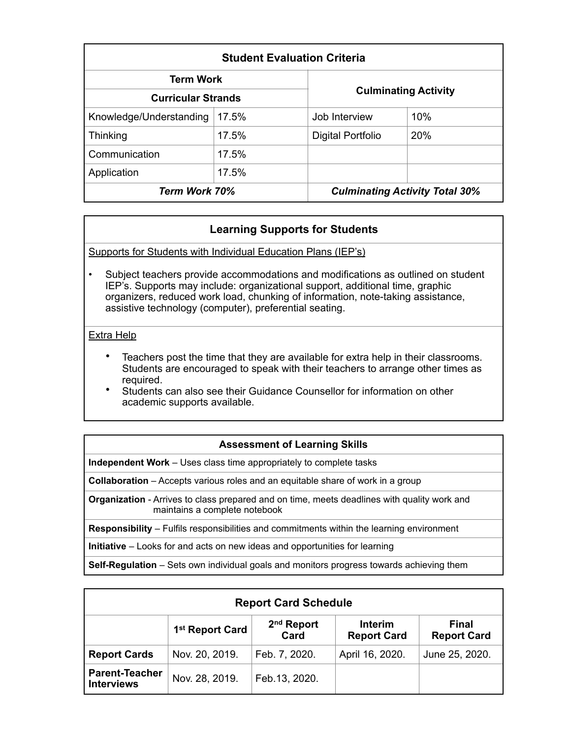## Student Evaluation Criteria

| Term Work | | Culminating Activity | |
|---|---|---|---|
| **Curricular Strands** | | | |
| Knowledge/Understanding | 17.5% | Job Interview | 10% |
| Thinking | 17.5% | Digital Portfolio | 20% |
| Communication | 17.5% | | |
| Application | 17.5% | | |
| ***Term Work 70%*** | | ***Culminating Activity Total 30%*** | |

## Learning Supports for Students

Supports for Students with Individual Education Plans (IEP's)

- Subject teachers provide accommodations and modifications as outlined on student IEP's. Supports may include: organizational support, additional time, graphic organizers, reduced work load, chunking of information, note-taking assistance, assistive technology (computer), preferential seating.

Extra Help

- Teachers post the time that they are available for extra help in their classrooms. Students are encouraged to speak with their teachers to arrange other times as required.
- Students can also see their Guidance Counsellor for information on other academic supports available.

## Assessment of Learning Skills

**Independent Work** – Uses class time appropriately to complete tasks

**Collaboration** – Accepts various roles and an equitable share of work in a group

**Organization** - Arrives to class prepared and on time, meets deadlines with quality work and maintains a complete notebook

**Responsibility** – Fulfils responsibilities and commitments within the learning environment

**Initiative** – Looks for and acts on new ideas and opportunities for learning

**Self-Regulation** – Sets own individual goals and monitors progress towards achieving them

## Report Card Schedule

| | 1st Report Card | 2nd Report Card | Interim Report Card | Final Report Card |
|---|---|---|---|---|
| **Report Cards** | Nov. 20, 2019. | Feb. 7, 2020. | April 16, 2020. | June 25, 2020. |
| **Parent-Teacher Interviews** | Nov. 28, 2019. | Feb.13, 2020. | | |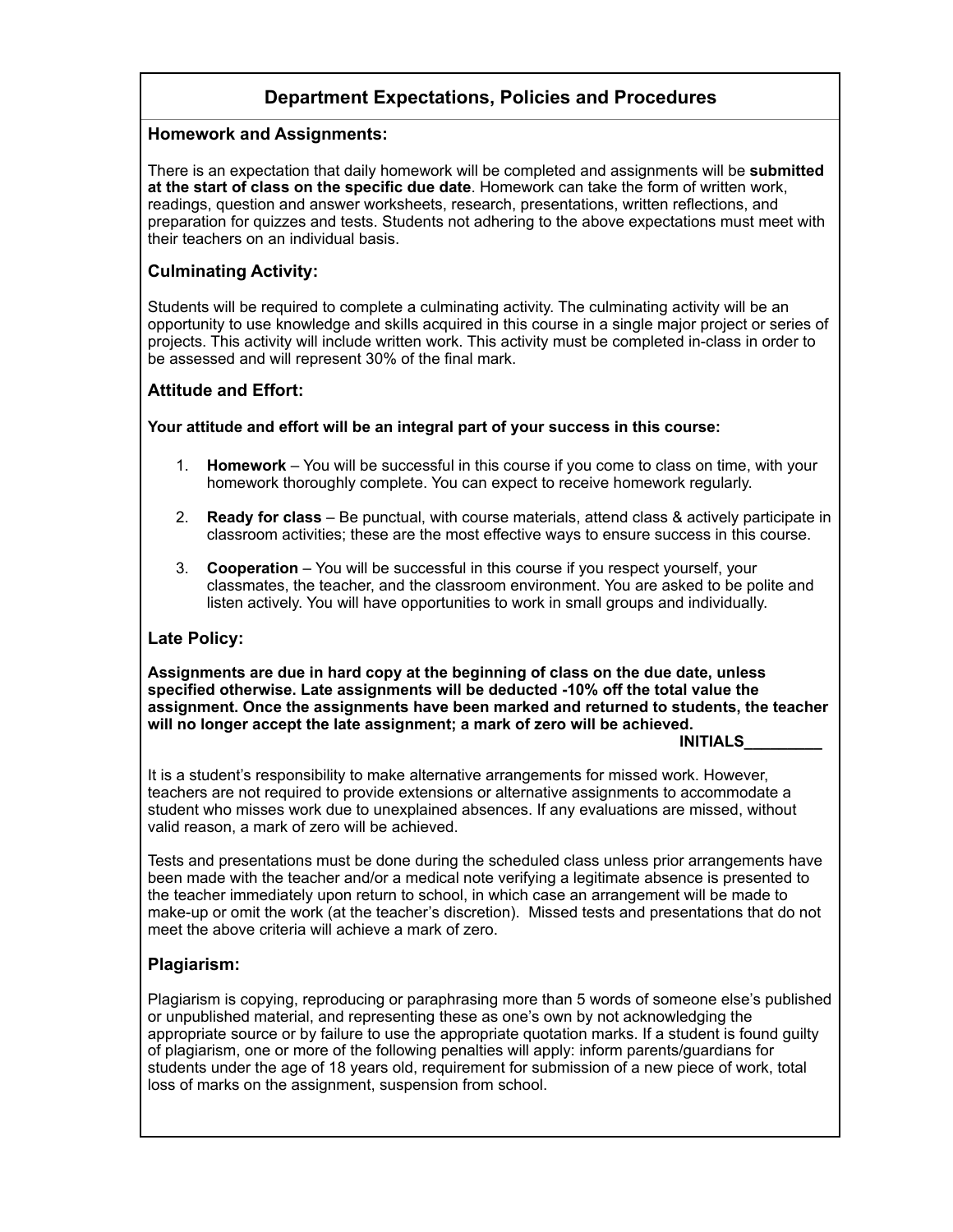## Department Expectations, Policies and Procedures

### Homework and Assignments:

There is an expectation that daily homework will be completed and assignments will be **submitted at the start of class on the specific due date**. Homework can take the form of written work, readings, question and answer worksheets, research, presentations, written reflections, and preparation for quizzes and tests. Students not adhering to the above expectations must meet with their teachers on an individual basis.

### Culminating Activity:

Students will be required to complete a culminating activity. The culminating activity will be an opportunity to use knowledge and skills acquired in this course in a single major project or series of projects. This activity will include written work. This activity must be completed in-class in order to be assessed and will represent 30% of the final mark.

### Attitude and Effort:

**Your attitude and effort will be an integral part of your success in this course:**

1. **Homework** – You will be successful in this course if you come to class on time, with your homework thoroughly complete. You can expect to receive homework regularly.
2. **Ready for class** – Be punctual, with course materials, attend class & actively participate in classroom activities; these are the most effective ways to ensure success in this course.
3. **Cooperation** – You will be successful in this course if you respect yourself, your classmates, the teacher, and the classroom environment. You are asked to be polite and listen actively. You will have opportunities to work in small groups and individually.

### Late Policy:

**Assignments are due in hard copy at the beginning of class on the due date, unless specified otherwise. Late assignments will be deducted -10% off the total value the assignment. Once the assignments have been marked and returned to students, the teacher will no longer accept the late assignment; a mark of zero will be achieved.**

**INITIALS_________**

It is a student's responsibility to make alternative arrangements for missed work. However, teachers are not required to provide extensions or alternative assignments to accommodate a student who misses work due to unexplained absences. If any evaluations are missed, without valid reason, a mark of zero will be achieved.

Tests and presentations must be done during the scheduled class unless prior arrangements have been made with the teacher and/or a medical note verifying a legitimate absence is presented to the teacher immediately upon return to school, in which case an arrangement will be made to make-up or omit the work (at the teacher's discretion). Missed tests and presentations that do not meet the above criteria will achieve a mark of zero.

### Plagiarism:

Plagiarism is copying, reproducing or paraphrasing more than 5 words of someone else's published or unpublished material, and representing these as one's own by not acknowledging the appropriate source or by failure to use the appropriate quotation marks. If a student is found guilty of plagiarism, one or more of the following penalties will apply: inform parents/guardians for students under the age of 18 years old, requirement for submission of a new piece of work, total loss of marks on the assignment, suspension from school.